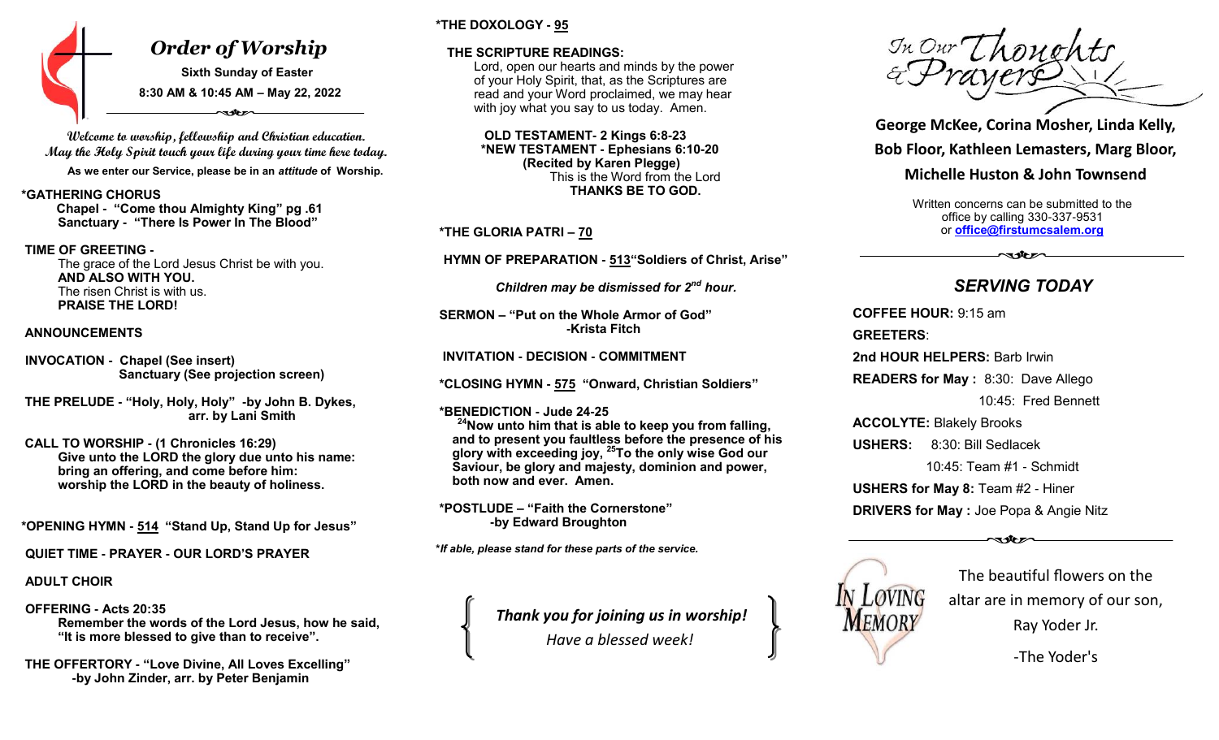# *Order of Worship*

**Sixth Sunday of Easter**

**8:30 AM & 10:45 AM – May 22, 2022**

***Welcome to worship, fellowship and Christian education. May the Holy Spirit touch your life during your time here today.***

**As we enter our Service, please be in an *attitude* of Worship.**

**\*GATHERING CHORUS**
**Chapel - "Come thou Almighty King" pg .61**
**Sanctuary - "There Is Power In The Blood"**

**TIME OF GREETING -**
The grace of the Lord Jesus Christ be with you.
**AND ALSO WITH YOU.**
The risen Christ is with us.
**PRAISE THE LORD!**

**ANNOUNCEMENTS**

**INVOCATION - Chapel (See insert)**
**Sanctuary (See projection screen)**

**THE PRELUDE - "Holy, Holy, Holy" -by John B. Dykes, arr. by Lani Smith**

**CALL TO WORSHIP - (1 Chronicles 16:29)**
**Give unto the LORD the glory due unto his name: bring an offering, and come before him: worship the LORD in the beauty of holiness.**

**\*OPENING HYMN - 514 "Stand, Stand Up for Jesus"**

**QUIET TIME - PRAYER - OUR LORD'S PRAYER**

**ADULT CHOIR**

**OFFERING - Acts 20:35**
**Remember the words of the Lord Jesus, how he said, "It is more blessed to give than to receive".**

**THE OFFERTORY - "Love Divine, All Loves Excelling" -by John Zinder, arr. by Peter Benjamin**

**\*THE DOXOLOGY - 95**

**THE SCRIPTURE READINGS:**
Lord, open our hearts and minds by the power of your Holy Spirit, that, as the Scriptures are read and your Word proclaimed, we may hear with joy what you say to us today. Amen.

**OLD TESTAMENT- 2 Kings 6:8-23**
**\*NEW TESTAMENT - Ephesians 6:10-20**
**(Recited by Karen Plegge)**
This is the Word from the Lord
**THANKS BE TO GOD.**

**\*THE GLORIA PATRI – 70**

**HYMN OF PREPARATION - 513"Soldiers of Christ, Arise"**

***Children may be dismissed for 2nd hour.***

**SERMON – "Put on the Whole Armor of God" -Krista Fitch**

**INVITATION - DECISION - COMMITMENT**

**\*CLOSING HYMN - 575 "Onward, Christian Soldiers"**

**\*BENEDICTION - Jude 24-25**
**[24]Now unto him that is able to keep you from falling, and to present you faultless before the presence of his glory with exceeding joy, [25]To the only wise God our Saviour, be glory and majesty, dominion and power, both now and ever. Amen.**

**\*POSTLUDE – "Faith the Cornerstone" -by Edward Broughton**

***\*If able, please stand for these parts of the service.***

***Thank you for joining us in worship!***
*Have a blessed week!*

## In Our Thoughts & Prayers

**George McKee, Corina Mosher, Linda Kelly, Bob Floor, Kathleen Lemasters, Marg Bloor, Michelle Huston & John Townsend**

Written concerns can be submitted to the office by calling 330-337-9531 or **office@firstumcsalem.org**

## *SERVING TODAY*

**COFFEE HOUR:** 9:15 am
**GREETERS**:
**2nd HOUR HELPERS:** Barb Irwin
**READERS for May :** 8:30: Dave Allego
10:45: Fred Bennett
**ACCOLYTE:** Blakely Brooks
**USHERS:** 8:30: Bill Sedlacek
10:45: Team #1 - Schmidt
**USHERS for May 8:** Team #2 - Hiner
**DRIVERS for May :** Joe Popa & Angie Nitz

In Loving Memory

The beautiful flowers on the altar are in memory of our son, Ray Yoder Jr.

-The Yoder's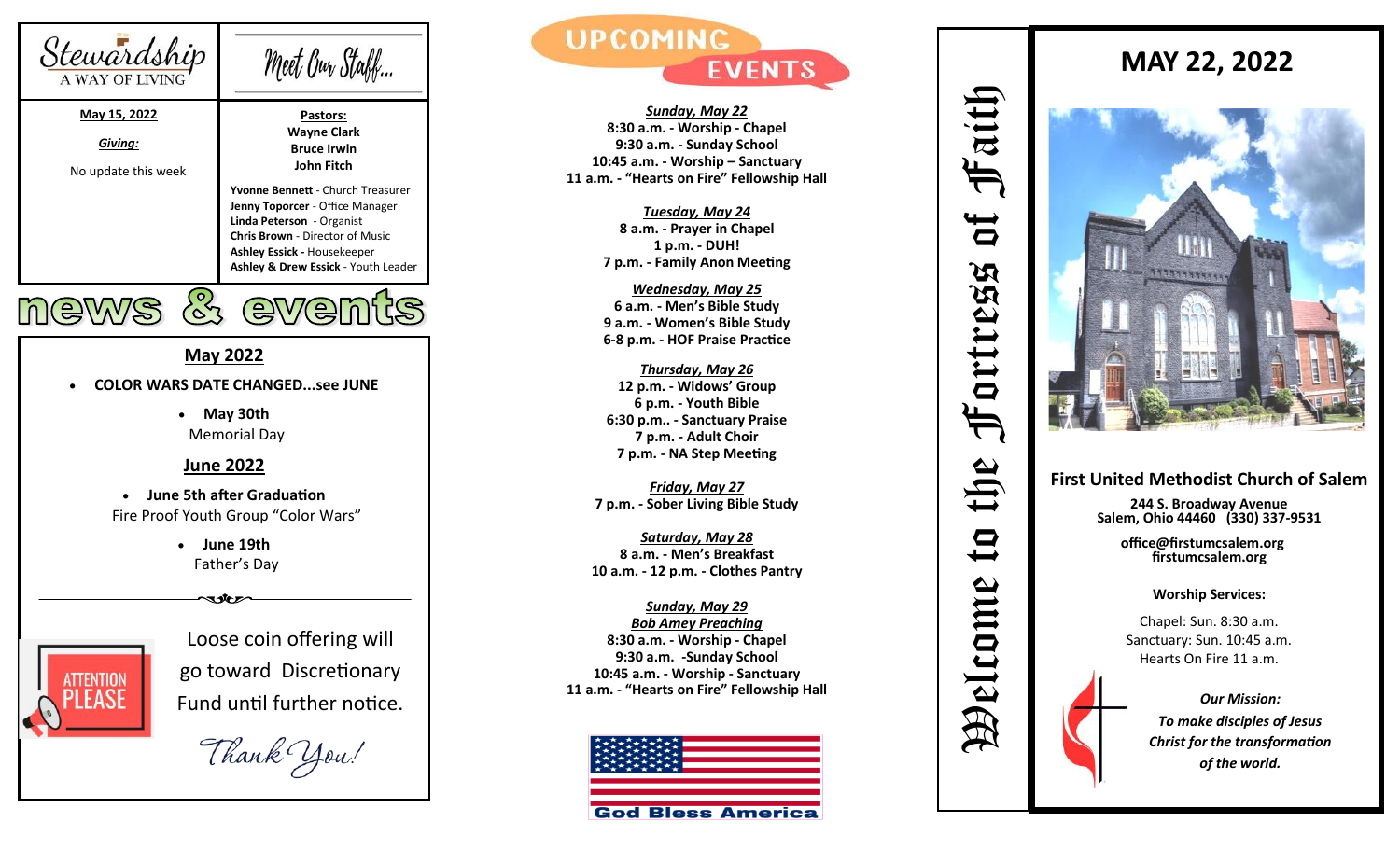Stewardship
A WAY OF LIVING

**May 15, 2022**

***Giving:***

No update this week

Meet Our Staff...

**Pastors:**
**Wayne Clark**
**Bruce Irwin**
**John Fitch**

**Yvonne Bennett** - Church Treasurer
**Jenny Toporcer** - Office Manager
**Linda Peterson** - Organist
**Chris Brown** - Director of Music
**Ashley Essick** - Housekeeper
**Ashley & Drew Essick** - Youth Leader

# news & events

## May 2022

- **COLOR WARS DATE CHANGED...see JUNE**
- **May 30th**
  Memorial Day

## June 2022

- **June 5th after Graduation**
  Fire Proof Youth Group "Color Wars"
- **June 19th**
  Father's Day

ATTENTION PLEASE

Loose coin offering will go toward Discretionary Fund until further notice.

Thank You!

# UPCOMING EVENTS

***Sunday, May 22***
**8:30 a.m. - Worship - Chapel**
**9:30 a.m. - Sunday School**
**10:45 a.m. - Worship – Sanctuary**
**11 a.m. - "Hearts on Fire" Fellowship Hall**

***Tuesday, May 24***
**8 a.m. - Prayer in Chapel**
**1 p.m. - DUH!**
**7 p.m. - Family Anon Meeting**

***Wednesday, May 25***
**6 a.m. - Men's Bible Study**
**9 a.m. - Women's Bible Study**
**6-8 p.m. - HOF Praise Practice**

***Thursday, May 26***
**12 p.m. - Widows' Group**
**6 p.m. - Youth Bible**
**6:30 p.m.. - Sanctuary Praise**
**7 p.m. - Adult Choir**
**7 p.m. - NA Step Meeting**

***Friday, May 27***
**7 p.m. - Sober Living Bible Study**

***Saturday, May 28***
**8 a.m. - Men's Breakfast**
**10 a.m. - 12 p.m. - Clothes Pantry**

***Sunday, May 29***
***Bob Amey Preaching***
**8:30 a.m. - Worship - Chapel**
**9:30 a.m. -Sunday School**
**10:45 a.m. - Worship - Sanctuary**
**11 a.m. - "Hearts on Fire" Fellowship Hall**

God Bless America

Welcome to the Fortress of Faith

# MAY 22, 2022

**First United Methodist Church of Salem**

**244 S. Broadway Avenue**
**Salem, Ohio 44460 (330) 337-9531**

**office@firstumcsalem.org**
**firstumcsalem.org**

**Worship Services:**

Chapel: Sun. 8:30 a.m.
Sanctuary: Sun. 10:45 a.m.
Hearts On Fire 11 a.m.

***Our Mission:***
***To make disciples of Jesus Christ for the transformation of the world.***